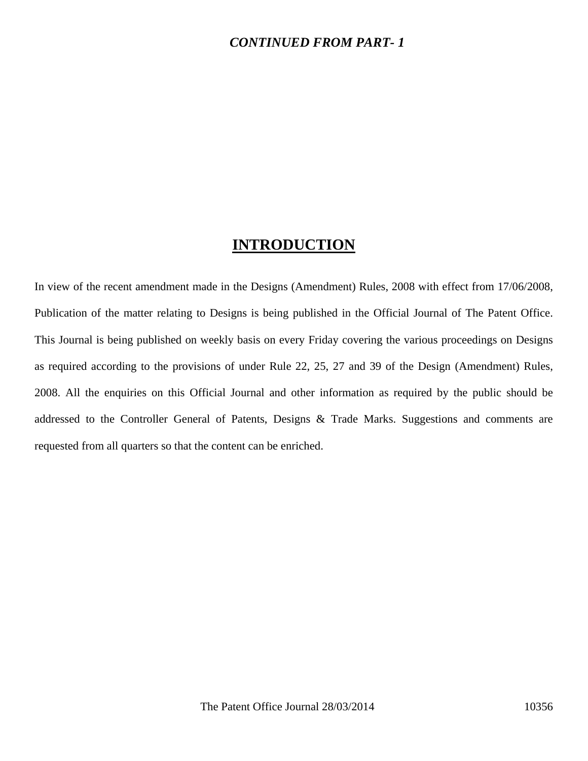***CONTINUED FROM PART- 1***

# INTRODUCTION

In view of the recent amendment made in the Designs (Amendment) Rules, 2008 with effect from 17/06/2008, Publication of the matter relating to Designs is being published in the Official Journal of The Patent Office. This Journal is being published on weekly basis on every Friday covering the various proceedings on Designs as required according to the provisions of under Rule 22, 25, 27 and 39 of the Design (Amendment) Rules, 2008. All the enquiries on this Official Journal and other information as required by the public should be addressed to the Controller General of Patents, Designs & Trade Marks. Suggestions and comments are requested from all quarters so that the content can be enriched.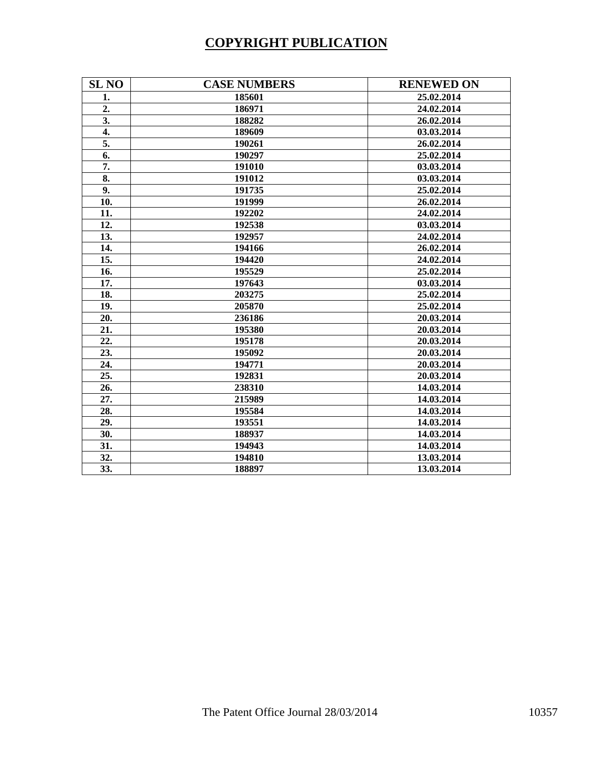# COPYRIGHT PUBLICATION

| SL NO | CASE NUMBERS | RENEWED ON |
|---|---|---|
| 1. | 185601 | 25.02.2014 |
| 2. | 186971 | 24.02.2014 |
| 3. | 188282 | 26.02.2014 |
| 4. | 189609 | 03.03.2014 |
| 5. | 190261 | 26.02.2014 |
| 6. | 190297 | 25.02.2014 |
| 7. | 191010 | 03.03.2014 |
| 8. | 191012 | 03.03.2014 |
| 9. | 191735 | 25.02.2014 |
| 10. | 191999 | 26.02.2014 |
| 11. | 192202 | 24.02.2014 |
| 12. | 192538 | 03.03.2014 |
| 13. | 192957 | 24.02.2014 |
| 14. | 194166 | 26.02.2014 |
| 15. | 194420 | 24.02.2014 |
| 16. | 195529 | 25.02.2014 |
| 17. | 197643 | 03.03.2014 |
| 18. | 203275 | 25.02.2014 |
| 19. | 205870 | 25.02.2014 |
| 20. | 236186 | 20.03.2014 |
| 21. | 195380 | 20.03.2014 |
| 22. | 195178 | 20.03.2014 |
| 23. | 195092 | 20.03.2014 |
| 24. | 194771 | 20.03.2014 |
| 25. | 192831 | 20.03.2014 |
| 26. | 238310 | 14.03.2014 |
| 27. | 215989 | 14.03.2014 |
| 28. | 195584 | 14.03.2014 |
| 29. | 193551 | 14.03.2014 |
| 30. | 188937 | 14.03.2014 |
| 31. | 194943 | 14.03.2014 |
| 32. | 194810 | 13.03.2014 |
| 33. | 188897 | 13.03.2014 |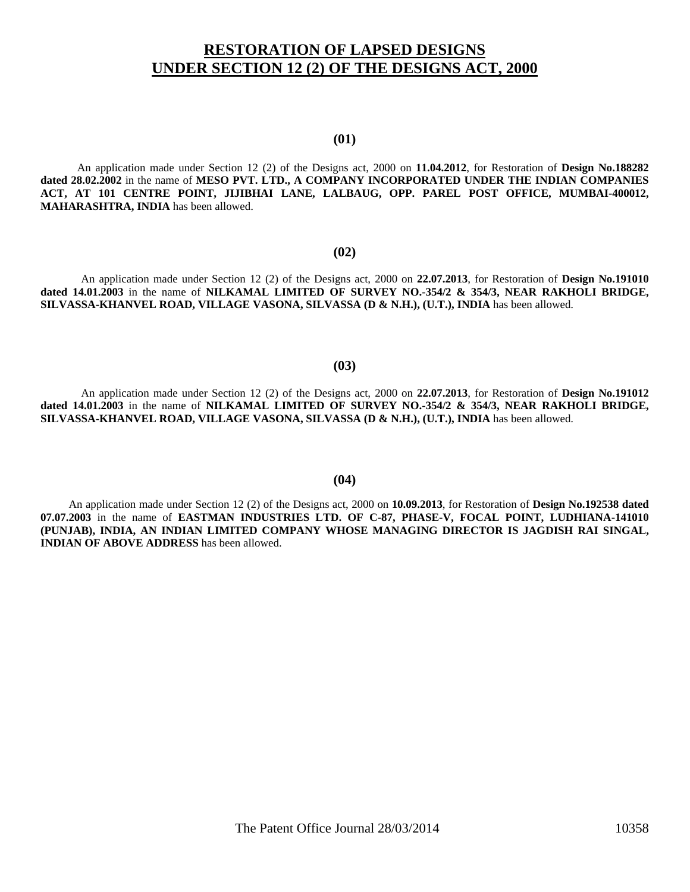# RESTORATION OF LAPSED DESIGNS UNDER SECTION 12 (2) OF THE DESIGNS ACT, 2000

**(01)**

An application made under Section 12 (2) of the Designs act, 2000 on **11.04.2012**, for Restoration of **Design No.188282 dated 28.02.2002** in the name of **MESO PVT. LTD., A COMPANY INCORPORATED UNDER THE INDIAN COMPANIES ACT, AT 101 CENTRE POINT, JIJIBHAI LANE, LALBAUG, OPP. PAREL POST OFFICE, MUMBAI-400012, MAHARASHTRA, INDIA** has been allowed.

**(02)**

An application made under Section 12 (2) of the Designs act, 2000 on **22.07.2013**, for Restoration of **Design No.191010 dated 14.01.2003** in the name of **NILKAMAL LIMITED OF SURVEY NO.-354/2 & 354/3, NEAR RAKHOLI BRIDGE, SILVASSA-KHANVEL ROAD, VILLAGE VASONA, SILVASSA (D & N.H.), (U.T.), INDIA** has been allowed.

**(03)**

An application made under Section 12 (2) of the Designs act, 2000 on **22.07.2013**, for Restoration of **Design No.191012 dated 14.01.2003** in the name of **NILKAMAL LIMITED OF SURVEY NO.-354/2 & 354/3, NEAR RAKHOLI BRIDGE, SILVASSA-KHANVEL ROAD, VILLAGE VASONA, SILVASSA (D & N.H.), (U.T.), INDIA** has been allowed.

**(04)**

An application made under Section 12 (2) of the Designs act, 2000 on **10.09.2013**, for Restoration of **Design No.192538 dated 07.07.2003** in the name of **EASTMAN INDUSTRIES LTD. OF C-87, PHASE-V, FOCAL POINT, LUDHIANA-141010 (PUNJAB), INDIA, AN INDIAN LIMITED COMPANY WHOSE MANAGING DIRECTOR IS JAGDISH RAI SINGAL, INDIAN OF ABOVE ADDRESS** has been allowed.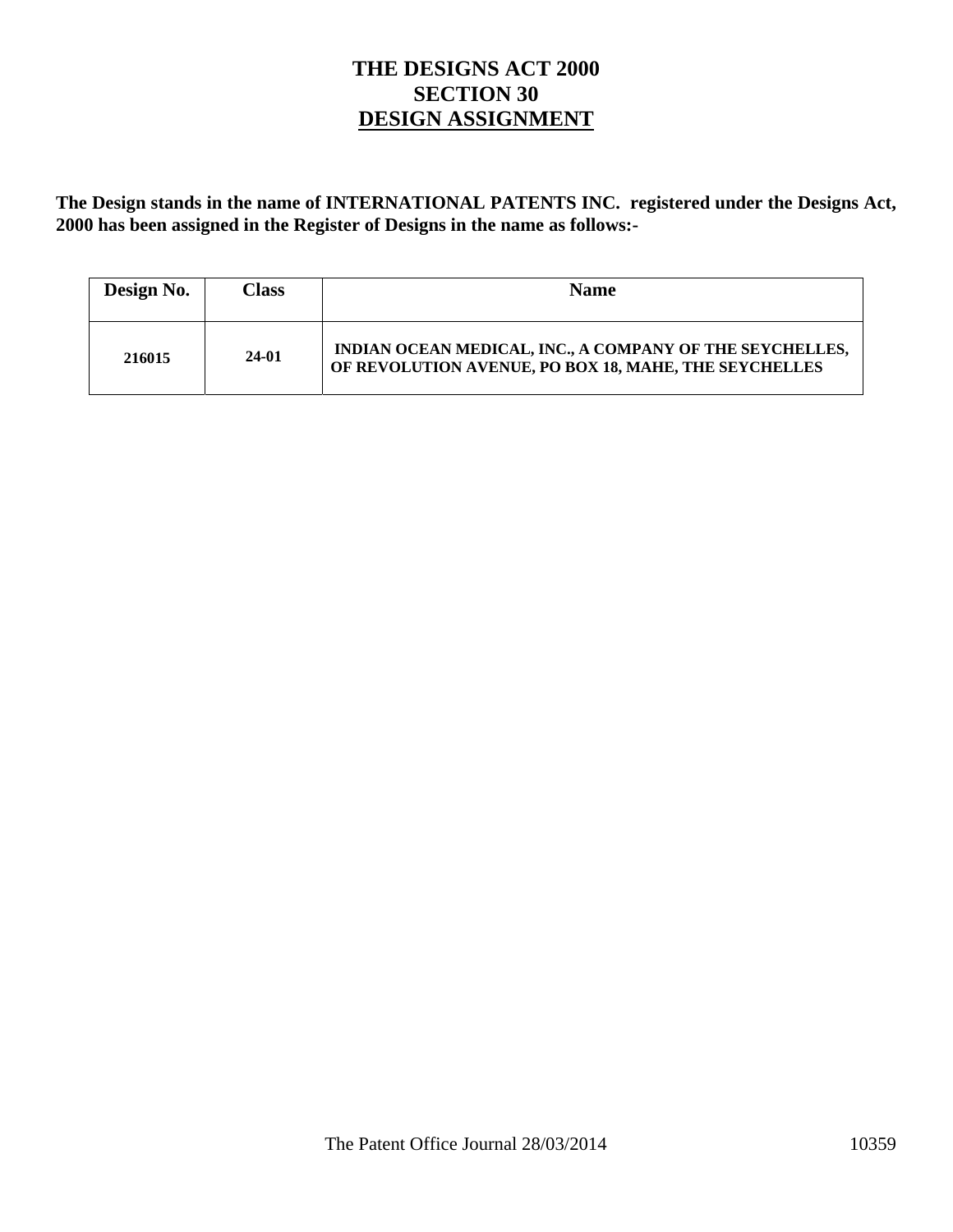# THE DESIGNS ACT 2000
## SECTION 30
## DESIGN ASSIGNMENT

**The Design stands in the name of INTERNATIONAL PATENTS INC. registered under the Designs Act, 2000 has been assigned in the Register of Designs in the name as follows:-**

| Design No. | Class | Name |
|---|---|---|
| 216015 | 24-01 | INDIAN OCEAN MEDICAL, INC., A COMPANY OF THE SEYCHELLES, OF REVOLUTION AVENUE, PO BOX 18, MAHE, THE SEYCHELLES |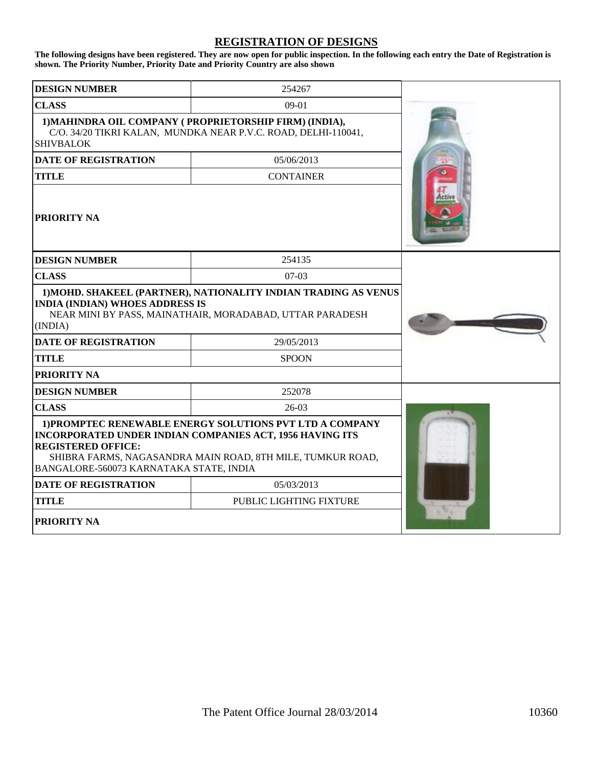# REGISTRATION OF DESIGNS

**The following designs have been registered. They are now open for public inspection. In the following each entry the Date of Registration is shown. The Priority Number, Priority Date and Priority Country are also shown**

| DESIGN NUMBER | 254267 |
|---|---|
| CLASS | 09-01 |
| **1)MAHINDRA OIL COMPANY ( PROPRIETORSHIP FIRM) (INDIA),** C/O. 34/20 TIKRI KALAN, MUNDKA NEAR P.V.C. ROAD, DELHI-110041, SHIVBALOK | |
| DATE OF REGISTRATION | 05/06/2013 |
| TITLE | CONTAINER |
| PRIORITY NA | |

| DESIGN NUMBER | 254135 |
|---|---|
| CLASS | 07-03 |
| **1)MOHD. SHAKEEL (PARTNER), NATIONALITY INDIAN TRADING AS VENUS INDIA (INDIAN) WHOES ADDRESS IS** NEAR MINI BY PASS, MAINATHAIR, MORADABAD, UTTAR PARADESH (INDIA) | |
| DATE OF REGISTRATION | 29/05/2013 |
| TITLE | SPOON |
| PRIORITY NA | |

| DESIGN NUMBER | 252078 |
|---|---|
| CLASS | 26-03 |
| **1)PROMPTEC RENEWABLE ENERGY SOLUTIONS PVT LTD A COMPANY INCORPORATED UNDER INDIAN COMPANIES ACT, 1956 HAVING ITS REGISTERED OFFICE:** SHIBRA FARMS, NAGASANDRA MAIN ROAD, 8TH MILE, TUMKUR ROAD, BANGALORE-560073 KARNATAKA STATE, INDIA | |
| DATE OF REGISTRATION | 05/03/2013 |
| TITLE | PUBLIC LIGHTING FIXTURE |
| PRIORITY NA | |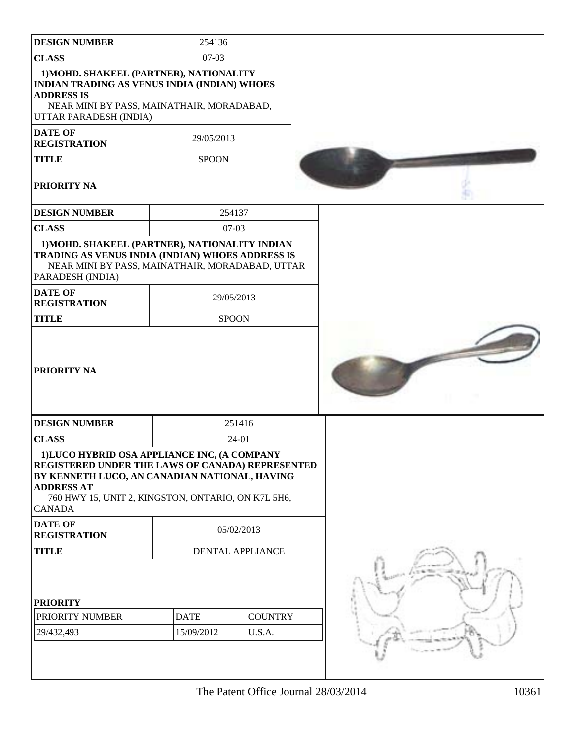| DESIGN NUMBER | 254136 |
|---|---|
| CLASS | 07-03 |
| 1)MOHD. SHAKEEL (PARTNER), NATIONALITY INDIAN TRADING AS VENUS INDIA (INDIAN) WHOES ADDRESS IS NEAR MINI BY PASS, MAINATHAIR, MORADABAD, UTTAR PARADESH (INDIA) | |
| DATE OF REGISTRATION | 29/05/2013 |
| TITLE | SPOON |
| PRIORITY NA | |

| DESIGN NUMBER | 254137 |
|---|---|
| CLASS | 07-03 |
| 1)MOHD. SHAKEEL (PARTNER), NATIONALITY INDIAN TRADING AS VENUS INDIA (INDIAN) WHOES ADDRESS IS NEAR MINI BY PASS, MAINATHAIR, MORADABAD, UTTAR PARADESH (INDIA) | |
| DATE OF REGISTRATION | 29/05/2013 |
| TITLE | SPOON |
| PRIORITY NA | |

| DESIGN NUMBER | 251416 | |
|---|---|---|
| CLASS | 24-01 | |
| 1)LUCO HYBRID OSA APPLIANCE INC, (A COMPANY REGISTERED UNDER THE LAWS OF CANADA) REPRESENTED BY KENNETH LUCO, AN CANADIAN NATIONAL, HAVING ADDRESS AT 760 HWY 15, UNIT 2, KINGSTON, ONTARIO, ON K7L 5H6, CANADA | | |
| DATE OF REGISTRATION | 05/02/2013 | |
| TITLE | DENTAL APPLIANCE | |
| PRIORITY | | |
| PRIORITY NUMBER | DATE | COUNTRY |
| 29/432,493 | 15/09/2012 | U.S.A. |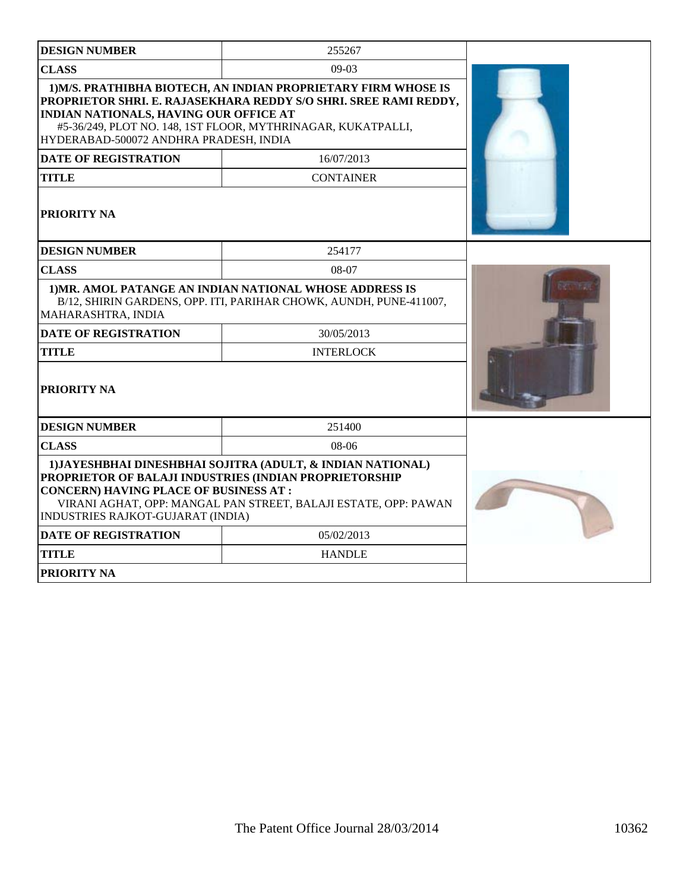| DESIGN NUMBER | 255267 |
|---|---|
| CLASS | 09-03 |
| 1)M/S. PRATHIBHA BIOTECH, AN INDIAN PROPRIETARY FIRM WHOSE IS PROPRIETOR SHRI. E. RAJASEKHARA REDDY S/O SHRI. SREE RAMI REDDY, INDIAN NATIONALS, HAVING OUR OFFICE AT #5-36/249, PLOT NO. 148, 1ST FLOOR, MYTHRINAGAR, KUKATPALLI, HYDERABAD-500072 ANDHRA PRADESH, INDIA | |
| DATE OF REGISTRATION | 16/07/2013 |
| TITLE | CONTAINER |
| PRIORITY NA | |

| DESIGN NUMBER | 254177 |
|---|---|
| CLASS | 08-07 |
| 1)MR. AMOL PATANGE AN INDIAN NATIONAL WHOSE ADDRESS IS B/12, SHIRIN GARDENS, OPP. ITI, PARIHAR CHOWK, AUNDH, PUNE-411007, MAHARASHTRA, INDIA | |
| DATE OF REGISTRATION | 30/05/2013 |
| TITLE | INTERLOCK |
| PRIORITY NA | |

| DESIGN NUMBER | 251400 |
|---|---|
| CLASS | 08-06 |
| 1)JAYESHBHAI DINESHBHAI SOJITRA (ADULT, & INDIAN NATIONAL) PROPRIETOR OF BALAJI INDUSTRIES (INDIAN PROPRIETORSHIP CONCERN) HAVING PLACE OF BUSINESS AT : VIRANI AGHAT, OPP: MANGAL PAN STREET, BALAJI ESTATE, OPP: PAWAN INDUSTRIES RAJKOT-GUJARAT (INDIA) | |
| DATE OF REGISTRATION | 05/02/2013 |
| TITLE | HANDLE |
| PRIORITY NA | |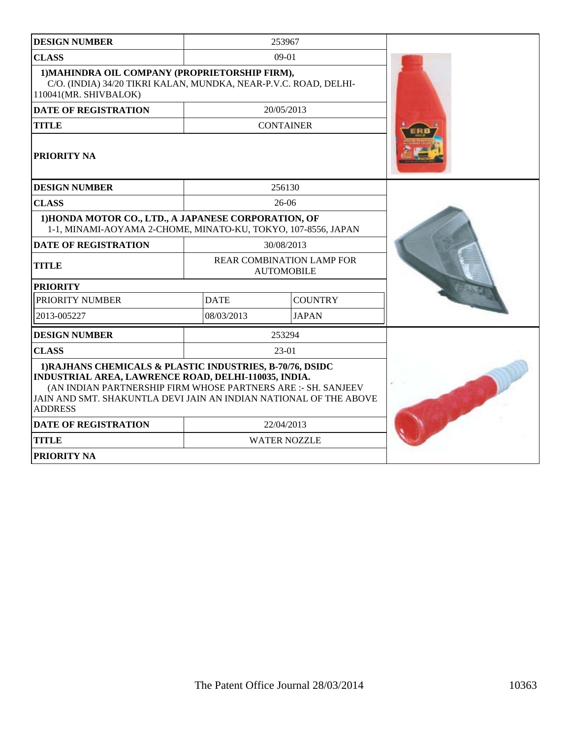| DESIGN NUMBER | 253967 | |
|---|---|---|
| CLASS | 09-01 | |
| 1)MAHINDRA OIL COMPANY (PROPRIETORSHIP FIRM), C/O. (INDIA) 34/20 TIKRI KALAN, MUNDKA, NEAR-P.V.C. ROAD, DELHI-110041(MR. SHIVBALOK) | | |
| DATE OF REGISTRATION | 20/05/2013 | |
| TITLE | CONTAINER | |
| PRIORITY NA | | |

| DESIGN NUMBER | 256130 | |
|---|---|---|
| CLASS | 26-06 | |
| 1)HONDA MOTOR CO., LTD., A JAPANESE CORPORATION, OF 1-1, MINAMI-AOYAMA 2-CHOME, MINATO-KU, TOKYO, 107-8556, JAPAN | | |
| DATE OF REGISTRATION | 30/08/2013 | |
| TITLE | REAR COMBINATION LAMP FOR AUTOMOBILE | |
| PRIORITY | | |
| PRIORITY NUMBER | DATE | COUNTRY |
| 2013-005227 | 08/03/2013 | JAPAN |

| DESIGN NUMBER | 253294 | |
|---|---|---|
| CLASS | 23-01 | |
| 1)RAJHANS CHEMICALS & PLASTIC INDUSTRIES, B-70/76, DSIDC INDUSTRIAL AREA, LAWRENCE ROAD, DELHI-110035, INDIA. (AN INDIAN PARTNERSHIP FIRM WHOSE PARTNERS ARE :- SH. SANJEEV JAIN AND SMT. SHAKUNTLA DEVI JAIN AN INDIAN NATIONAL OF THE ABOVE ADDRESS | | |
| DATE OF REGISTRATION | 22/04/2013 | |
| TITLE | WATER NOZZLE | |
| PRIORITY NA | | |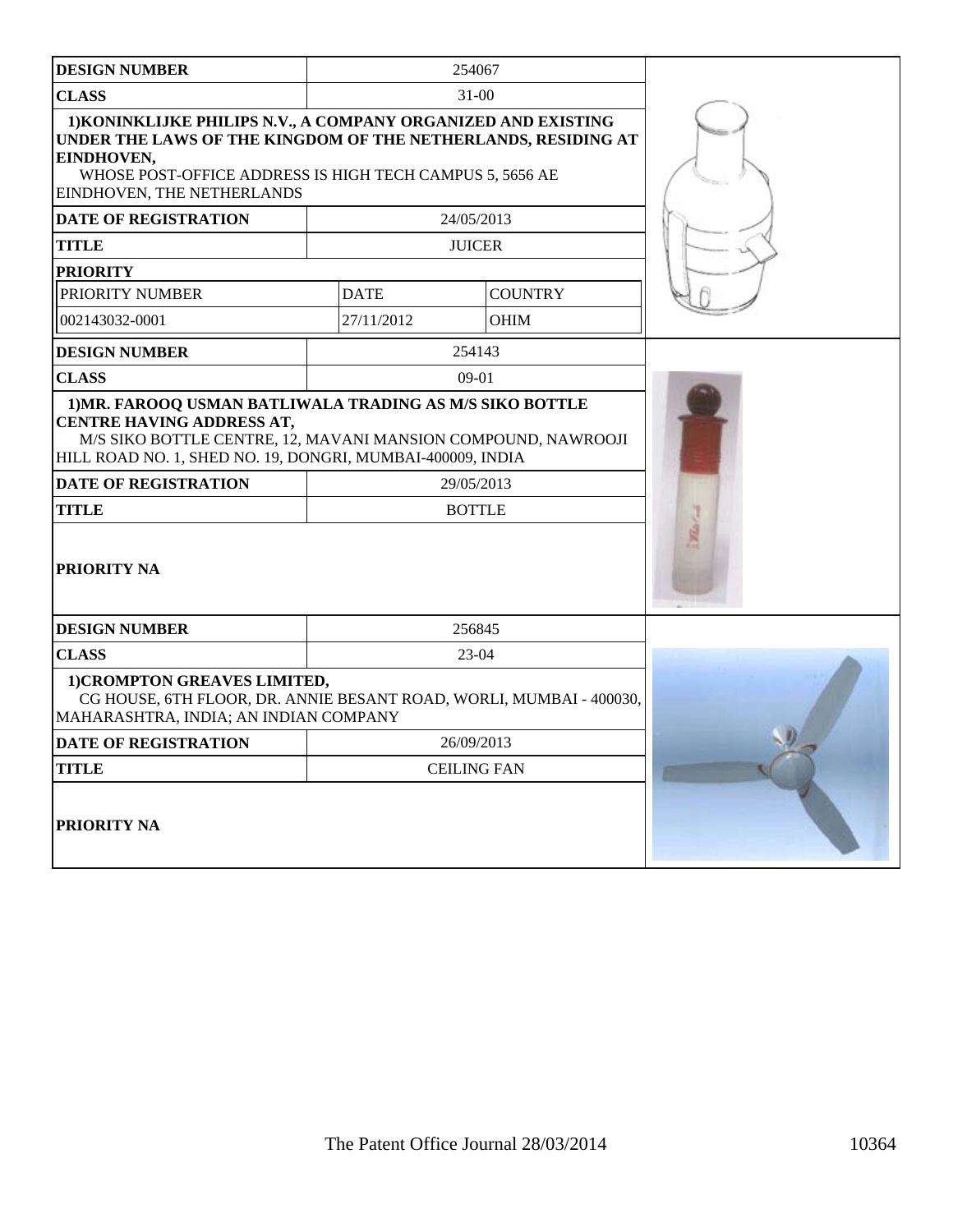| DESIGN NUMBER | 254067 | |
|---|---|---|
| CLASS | 31-00 | |
| 1)KONINKLIJKE PHILIPS N.V., A COMPANY ORGANIZED AND EXISTING UNDER THE LAWS OF THE KINGDOM OF THE NETHERLANDS, RESIDING AT EINDHOVEN, WHOSE POST-OFFICE ADDRESS IS HIGH TECH CAMPUS 5, 5656 AE EINDHOVEN, THE NETHERLANDS | | |
| DATE OF REGISTRATION | 24/05/2013 | |
| TITLE | JUICER | |
| PRIORITY | | |
| PRIORITY NUMBER | DATE | COUNTRY |
| 002143032-0001 | 27/11/2012 | OHIM |

| DESIGN NUMBER | 254143 |
|---|---|
| CLASS | 09-01 |
| 1)MR. FAROOQ USMAN BATLIWALA TRADING AS M/S SIKO BOTTLE CENTRE HAVING ADDRESS AT, M/S SIKO BOTTLE CENTRE, 12, MAVANI MANSION COMPOUND, NAWROOJI HILL ROAD NO. 1, SHED NO. 19, DONGRI, MUMBAI-400009, INDIA | |
| DATE OF REGISTRATION | 29/05/2013 |
| TITLE | BOTTLE |
| PRIORITY NA | |

| DESIGN NUMBER | 256845 |
|---|---|
| CLASS | 23-04 |
| 1)CROMPTON GREAVES LIMITED, CG HOUSE, 6TH FLOOR, DR. ANNIE BESANT ROAD, WORLI, MUMBAI - 400030, MAHARASHTRA, INDIA; AN INDIAN COMPANY | |
| DATE OF REGISTRATION | 26/09/2013 |
| TITLE | CEILING FAN |
| PRIORITY NA | |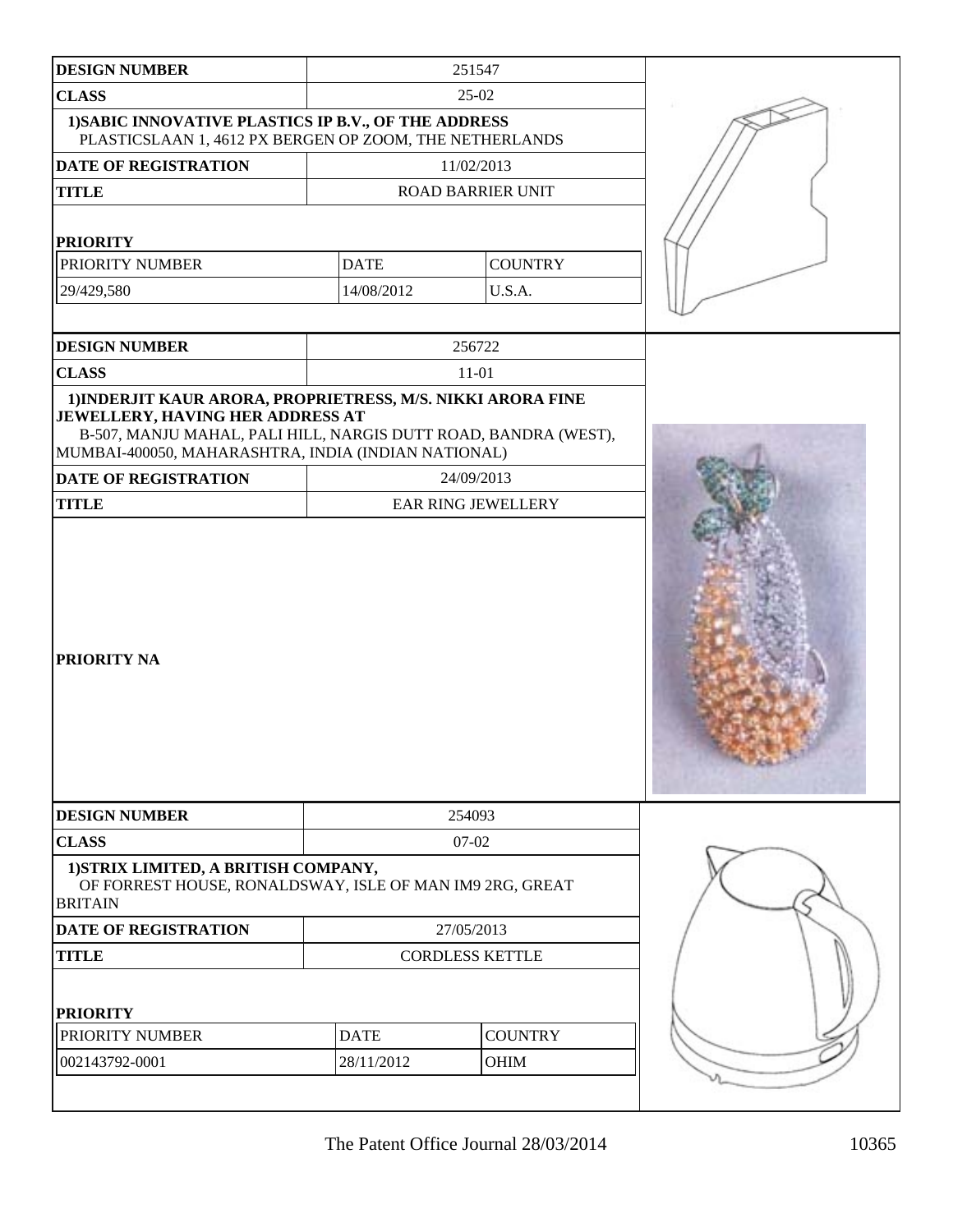| DESIGN NUMBER | 251547 | |
|---|---|---|
| CLASS | 25-02 | |
| 1)SABIC INNOVATIVE PLASTICS IP B.V., OF THE ADDRESS PLASTICSLAAN 1, 4612 PX BERGEN OP ZOOM, THE NETHERLANDS | | |
| DATE OF REGISTRATION | 11/02/2013 | |
| TITLE | ROAD BARRIER UNIT | |
| **PRIORITY** | | |
| PRIORITY NUMBER | DATE | COUNTRY |
| 29/429,580 | 14/08/2012 | U.S.A. |

| DESIGN NUMBER | 256722 |
|---|---|
| CLASS | 11-01 |
| 1)INDERJIT KAUR ARORA, PROPRIETRESS, M/S. NIKKI ARORA FINE JEWELLERY, HAVING HER ADDRESS AT B-507, MANJU MAHAL, PALI HILL, NARGIS DUTT ROAD, BANDRA (WEST), MUMBAI-400050, MAHARASHTRA, INDIA (INDIAN NATIONAL) | |
| DATE OF REGISTRATION | 24/09/2013 |
| TITLE | EAR RING JEWELLERY |
| **PRIORITY NA** | |

| DESIGN NUMBER | 254093 | |
|---|---|---|
| CLASS | 07-02 | |
| 1)STRIX LIMITED, A BRITISH COMPANY, OF FORREST HOUSE, RONALDSWAY, ISLE OF MAN IM9 2RG, GREAT BRITAIN | | |
| DATE OF REGISTRATION | 27/05/2013 | |
| TITLE | CORDLESS KETTLE | |
| **PRIORITY** | | |
| PRIORITY NUMBER | DATE | COUNTRY |
| 002143792-0001 | 28/11/2012 | OHIM |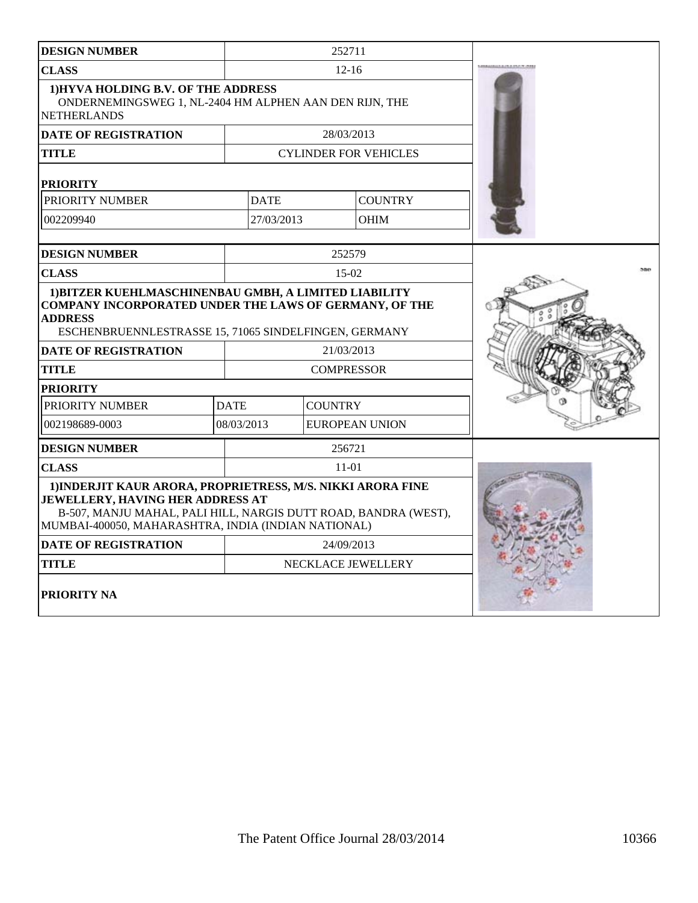| DESIGN NUMBER | 252711 | |
|---|---|---|
| CLASS | 12-16 | |
| 1)HYVA HOLDING B.V. OF THE ADDRESS ONDERNEMINGSWEG 1, NL-2404 HM ALPHEN AAN DEN RIJN, THE NETHERLANDS | | |
| DATE OF REGISTRATION | 28/03/2013 | |
| TITLE | CYLINDER FOR VEHICLES | |
| PRIORITY | | |
| PRIORITY NUMBER | DATE | COUNTRY |
| 002209940 | 27/03/2013 | OHIM |

| DESIGN NUMBER | 252579 | |
|---|---|---|
| CLASS | 15-02 | |
| 1)BITZER KUEHLMASCHINENBAU GMBH, A LIMITED LIABILITY COMPANY INCORPORATED UNDER THE LAWS OF GERMANY, OF THE ADDRESS ESCHENBRUENNLESTRASSE 15, 71065 SINDELFINGEN, GERMANY | | |
| DATE OF REGISTRATION | 21/03/2013 | |
| TITLE | COMPRESSOR | |
| PRIORITY | | |
| PRIORITY NUMBER | DATE | COUNTRY |
| 002198689-0003 | 08/03/2013 | EUROPEAN UNION |

| DESIGN NUMBER | 256721 |
|---|---|
| CLASS | 11-01 |
| 1)INDERJIT KAUR ARORA, PROPRIETRESS, M/S. NIKKI ARORA FINE JEWELLERY, HAVING HER ADDRESS AT B-507, MANJU MAHAL, PALI HILL, NARGIS DUTT ROAD, BANDRA (WEST), MUMBAI-400050, MAHARASHTRA, INDIA (INDIAN NATIONAL) | |
| DATE OF REGISTRATION | 24/09/2013 |
| TITLE | NECKLACE JEWELLERY |
| PRIORITY NA | |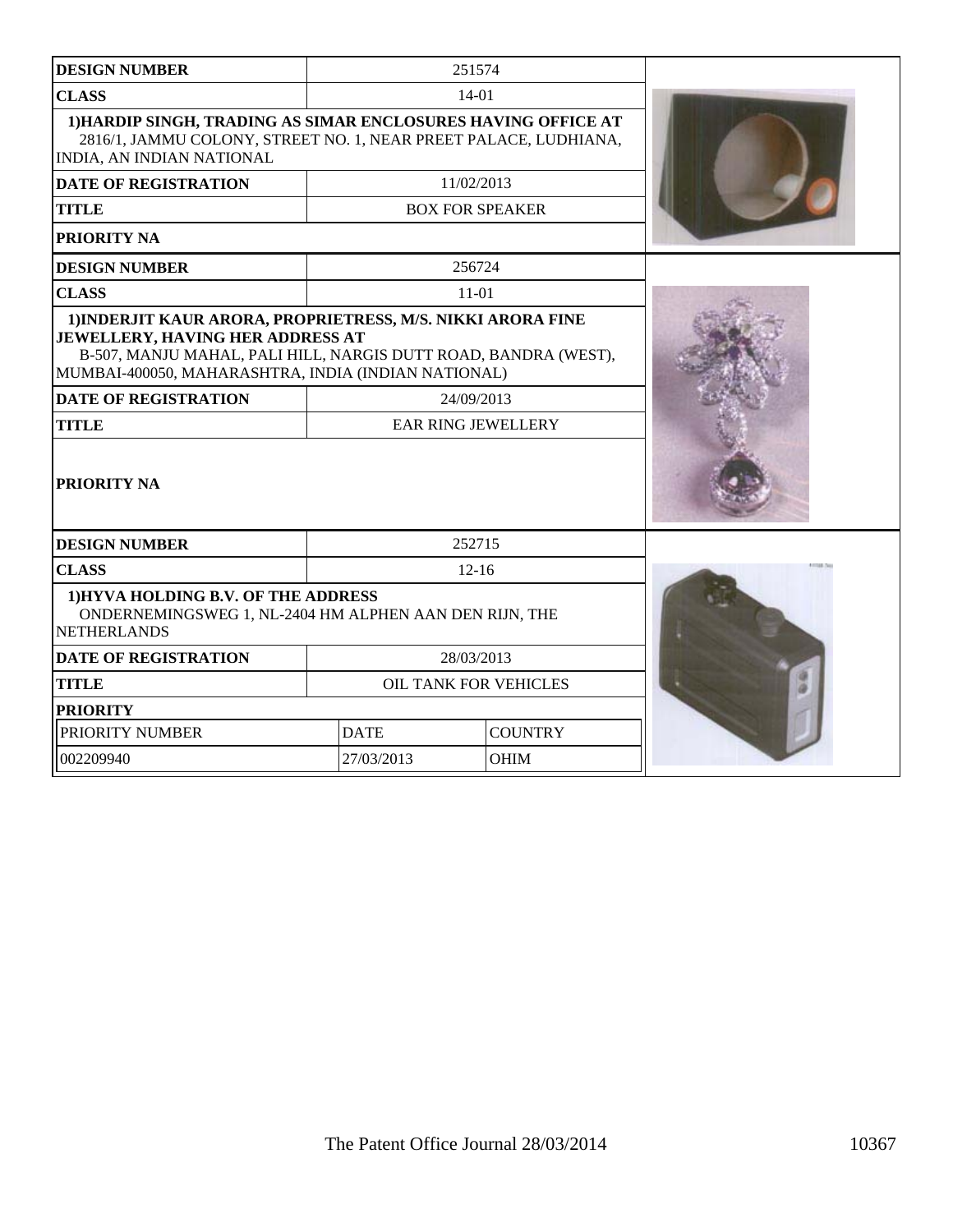| DESIGN NUMBER | 251574 | |
|---|---|---|
| CLASS | 14-01 | |
| 1)HARDIP SINGH, TRADING AS SIMAR ENCLOSURES HAVING OFFICE AT 2816/1, JAMMU COLONY, STREET NO. 1, NEAR PREET PALACE, LUDHIANA, INDIA, AN INDIAN NATIONAL | | |
| DATE OF REGISTRATION | 11/02/2013 | |
| TITLE | BOX FOR SPEAKER | |
| PRIORITY NA | | |

| DESIGN NUMBER | 256724 | |
|---|---|---|
| CLASS | 11-01 | |
| 1)INDERJIT KAUR ARORA, PROPRIETRESS, M/S. NIKKI ARORA FINE JEWELLERY, HAVING HER ADDRESS AT B-507, MANJU MAHAL, PALI HILL, NARGIS DUTT ROAD, BANDRA (WEST), MUMBAI-400050, MAHARASHTRA, INDIA (INDIAN NATIONAL) | | |
| DATE OF REGISTRATION | 24/09/2013 | |
| TITLE | EAR RING JEWELLERY | |
| PRIORITY NA | | |

| DESIGN NUMBER | 252715 | |
|---|---|---|
| CLASS | 12-16 | |
| 1)HYVA HOLDING B.V. OF THE ADDRESS ONDERNEMINGSWEG 1, NL-2404 HM ALPHEN AAN DEN RIJN, THE NETHERLANDS | | |
| DATE OF REGISTRATION | 28/03/2013 | |
| TITLE | OIL TANK FOR VEHICLES | |
| PRIORITY | | |
| PRIORITY NUMBER | DATE | COUNTRY |
| 002209940 | 27/03/2013 | OHIM |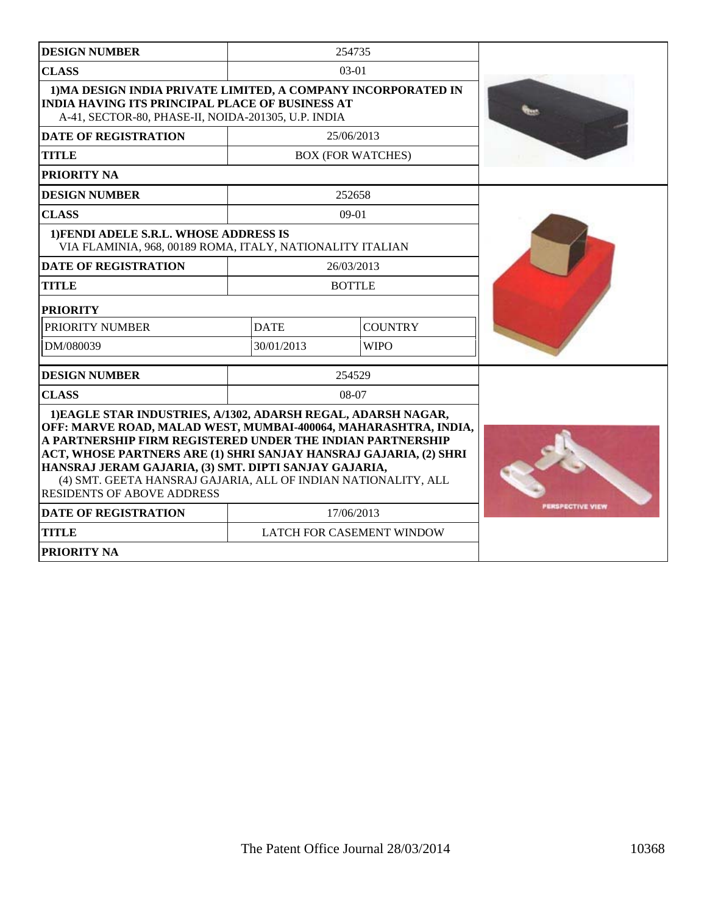| DESIGN NUMBER | 254735 | |
|---|---|---|
| CLASS | 03-01 | |
| 1)MA DESIGN INDIA PRIVATE LIMITED, A COMPANY INCORPORATED IN INDIA HAVING ITS PRINCIPAL PLACE OF BUSINESS AT A-41, SECTOR-80, PHASE-II, NOIDA-201305, U.P. INDIA | | |
| DATE OF REGISTRATION | 25/06/2013 | |
| TITLE | BOX (FOR WATCHES) | |
| PRIORITY NA | | |

| DESIGN NUMBER | 252658 | |
|---|---|---|
| CLASS | 09-01 | |
| 1)FENDI ADELE S.R.L. WHOSE ADDRESS IS VIA FLAMINIA, 968, 00189 ROMA, ITALY, NATIONALITY ITALIAN | | |
| DATE OF REGISTRATION | 26/03/2013 | |
| TITLE | BOTTLE | |
| PRIORITY | | |
| PRIORITY NUMBER | DATE | COUNTRY |
| DM/080039 | 30/01/2013 | WIPO |

| DESIGN NUMBER | 254529 |
|---|---|
| CLASS | 08-07 |
| 1)EAGLE STAR INDUSTRIES, A/1302, ADARSH REGAL, ADARSH NAGAR, OFF: MARVE ROAD, MALAD WEST, MUMBAI-400064, MAHARASHTRA, INDIA, A PARTNERSHIP FIRM REGISTERED UNDER THE INDIAN PARTNERSHIP ACT, WHOSE PARTNERS ARE (1) SHRI SANJAY HANSRAJ GAJARIA, (2) SHRI HANSRAJ JERAM GAJARIA, (3) SMT. DIPTI SANJAY GAJARIA, (4) SMT. GEETA HANSRAJ GAJARIA, ALL OF INDIAN NATIONALITY, ALL RESIDENTS OF ABOVE ADDRESS | |
| DATE OF REGISTRATION | 17/06/2013 |
| TITLE | LATCH FOR CASEMENT WINDOW |
| PRIORITY NA | |

PERSPECTIVE VIEW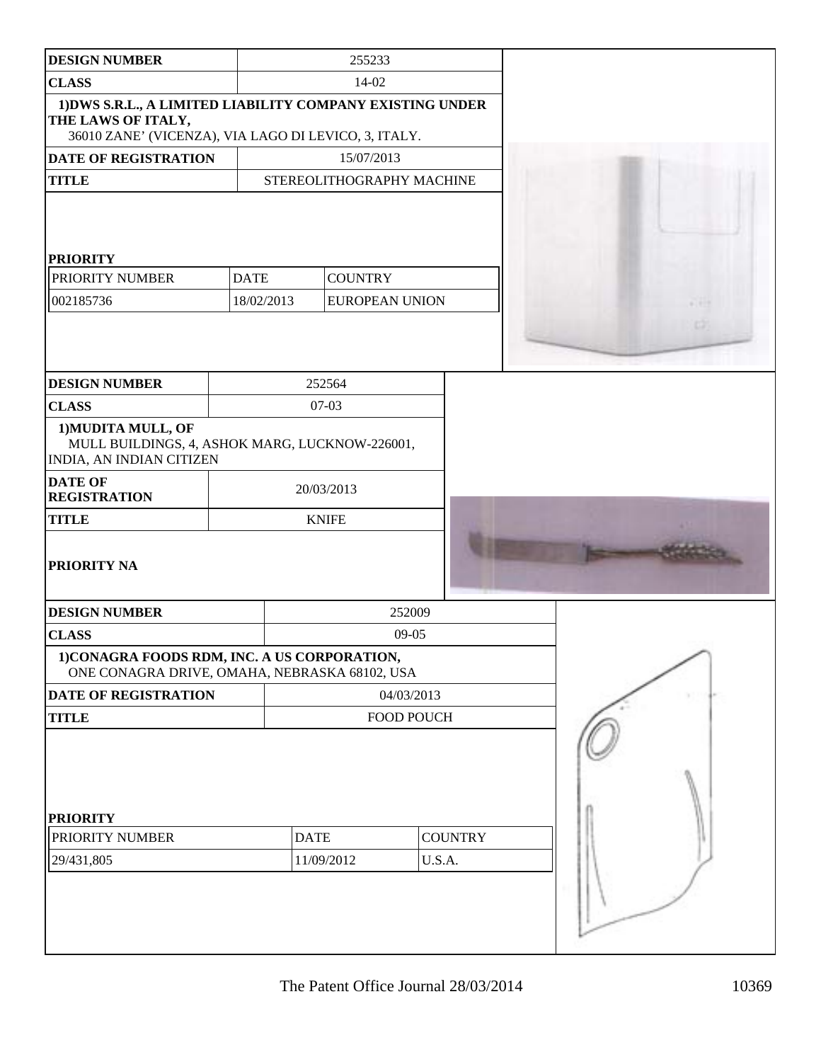| DESIGN NUMBER | 255233 | | |
|---|---|---|---|
| CLASS | 14-02 | | |
| 1)DWS S.R.L., A LIMITED LIABILITY COMPANY EXISTING UNDER THE LAWS OF ITALY, 36010 ZANE' (VICENZA), VIA LAGO DI LEVICO, 3, ITALY. | | | |
| DATE OF REGISTRATION | 15/07/2013 | | |
| TITLE | STEREOLITHOGRAPHY MACHINE | | |
| PRIORITY | | | |
| PRIORITY NUMBER | DATE | COUNTRY | |
| 002185736 | 18/02/2013 | EUROPEAN UNION | |

| DESIGN NUMBER | 252564 |
|---|---|
| CLASS | 07-03 |
| 1)MUDITA MULL, OF MULL BUILDINGS, 4, ASHOK MARG, LUCKNOW-226001, INDIA, AN INDIAN CITIZEN | |
| DATE OF REGISTRATION | 20/03/2013 |
| TITLE | KNIFE |
| PRIORITY NA | |

| DESIGN NUMBER | 252009 | |
|---|---|---|
| CLASS | 09-05 | |
| 1)CONAGRA FOODS RDM, INC. A US CORPORATION, ONE CONAGRA DRIVE, OMAHA, NEBRASKA 68102, USA | | |
| DATE OF REGISTRATION | 04/03/2013 | |
| TITLE | FOOD POUCH | |
| PRIORITY | | |
| PRIORITY NUMBER | DATE | COUNTRY |
| 29/431,805 | 11/09/2012 | U.S.A. |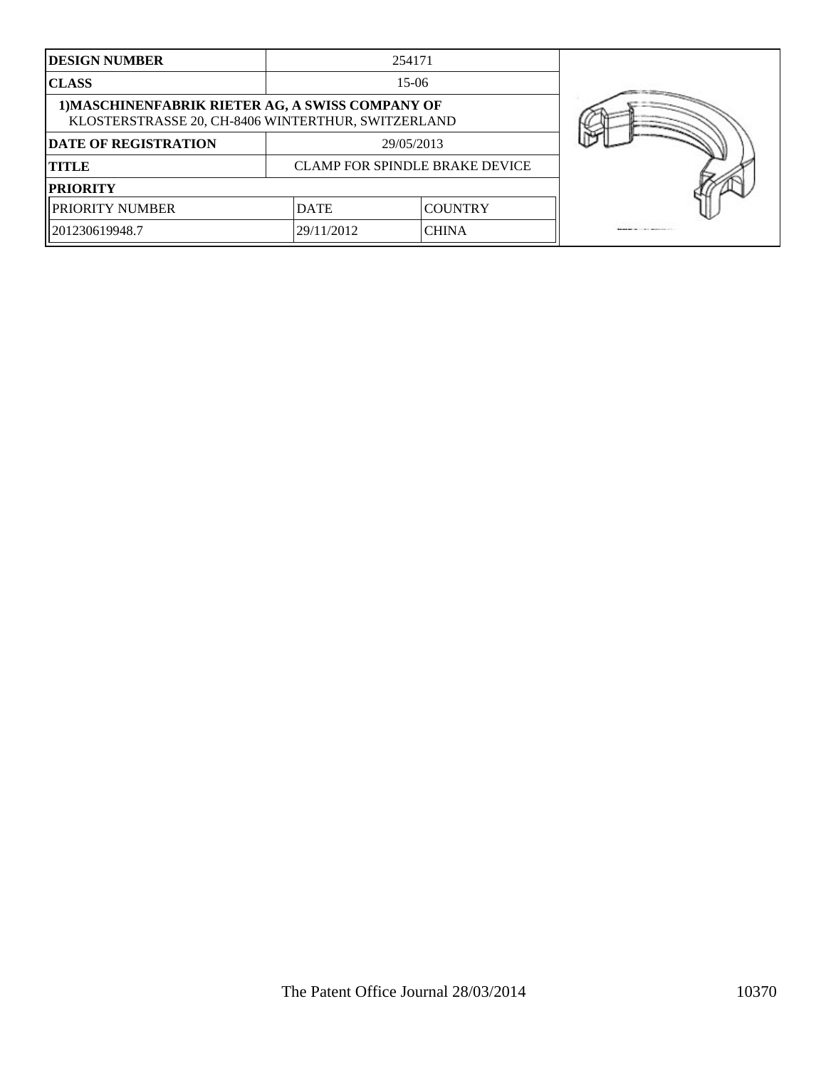| DESIGN NUMBER | 254171 | |
|---|---|---|
| CLASS | 15-06 | |
| 1)MASCHINENFABRIK RIETER AG, A SWISS COMPANY OF KLOSTERSTRASSE 20, CH-8406 WINTERTHUR, SWITZERLAND | | |
| DATE OF REGISTRATION | 29/05/2013 | |
| TITLE | CLAMP FOR SPINDLE BRAKE DEVICE | |
| PRIORITY | | |
| PRIORITY NUMBER | DATE | COUNTRY |
| 201230619948.7 | 29/11/2012 | CHINA |